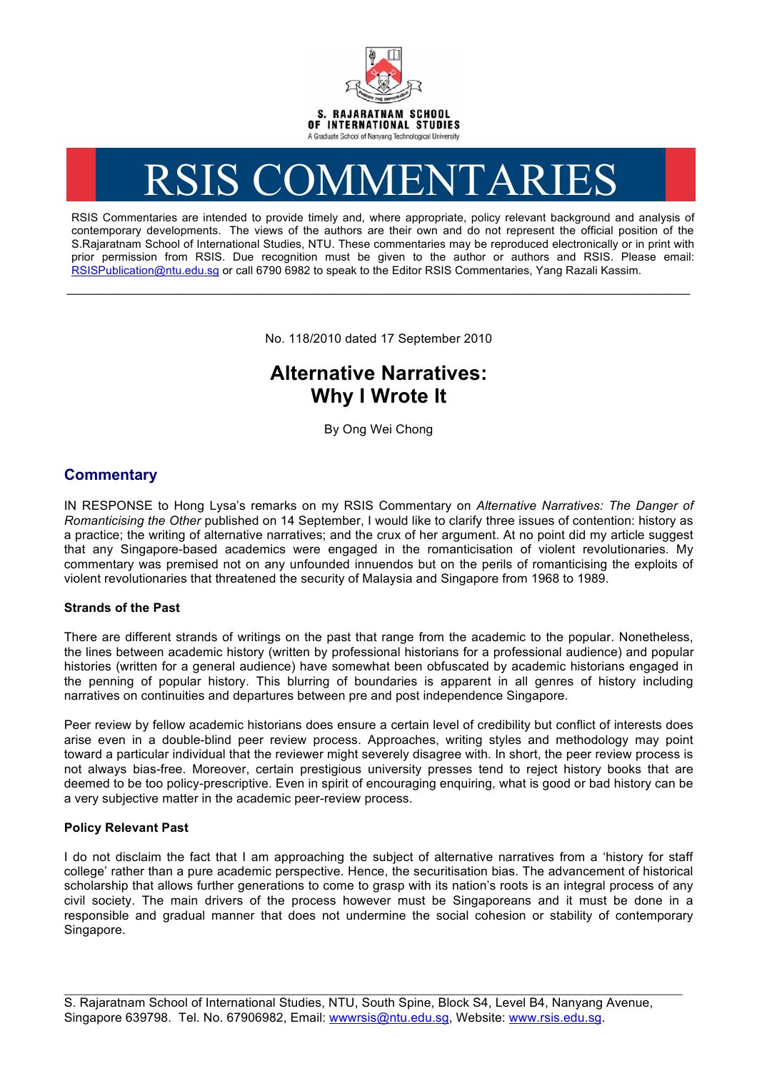S. RAJARATNAM SCHOOL OF INTERNATIONAL STUDIES

A Graduate School of Nanyang Technological University

# RSIS COMMENTARIES

RSIS Commentaries are intended to provide timely and, where appropriate, policy relevant background and analysis of contemporary developments. The views of the authors are their own and do not represent the official position of the S.Rajaratnam School of International Studies, NTU. These commentaries may be reproduced electronically or in print with prior permission from RSIS. Due recognition must be given to the author or authors and RSIS. Please email: RSISPublication@ntu.edu.sg or call 6790 6982 to speak to the Editor RSIS Commentaries, Yang Razali Kassim.

---

No. 118/2010 dated 17 September 2010

# Alternative Narratives: Why I Wrote It

By Ong Wei Chong

## Commentary

IN RESPONSE to Hong Lysa's remarks on my RSIS Commentary on *Alternative Narratives: The Danger of Romanticising the Other* published on 14 September, I would like to clarify three issues of contention: history as a practice; the writing of alternative narratives; and the crux of her argument. At no point did my article suggest that any Singapore-based academics were engaged in the romanticisation of violent revolutionaries. My commentary was premised not on any unfounded innuendos but on the perils of romanticising the exploits of violent revolutionaries that threatened the security of Malaysia and Singapore from 1968 to 1989.

**Strands of the Past**

There are different strands of writings on the past that range from the academic to the popular. Nonetheless, the lines between academic history (written by professional historians for a professional audience) and popular histories (written for a general audience) have somewhat been obfuscated by academic historians engaged in the penning of popular history. This blurring of boundaries is apparent in all genres of history including narratives on continuities and departures between pre and post independence Singapore.

Peer review by fellow academic historians does ensure a certain level of credibility but conflict of interests does arise even in a double-blind peer review process. Approaches, writing styles and methodology may point toward a particular individual that the reviewer might severely disagree with. In short, the peer review process is not always bias-free. Moreover, certain prestigious university presses tend to reject history books that are deemed to be too policy-prescriptive. Even in spirit of encouraging enquiring, what is good or bad history can be a very subjective matter in the academic peer-review process.

**Policy Relevant Past**

I do not disclaim the fact that I am approaching the subject of alternative narratives from a 'history for staff college' rather than a pure academic perspective. Hence, the securitisation bias. The advancement of historical scholarship that allows further generations to come to grasp with its nation's roots is an integral process of any civil society. The main drivers of the process however must be Singaporeans and it must be done in a responsible and gradual manner that does not undermine the social cohesion or stability of contemporary Singapore.

---

S. Rajaratnam School of International Studies, NTU, South Spine, Block S4, Level B4, Nanyang Avenue, Singapore 639798. Tel. No. 67906982, Email: wwwrsis@ntu.edu.sg, Website: www.rsis.edu.sg.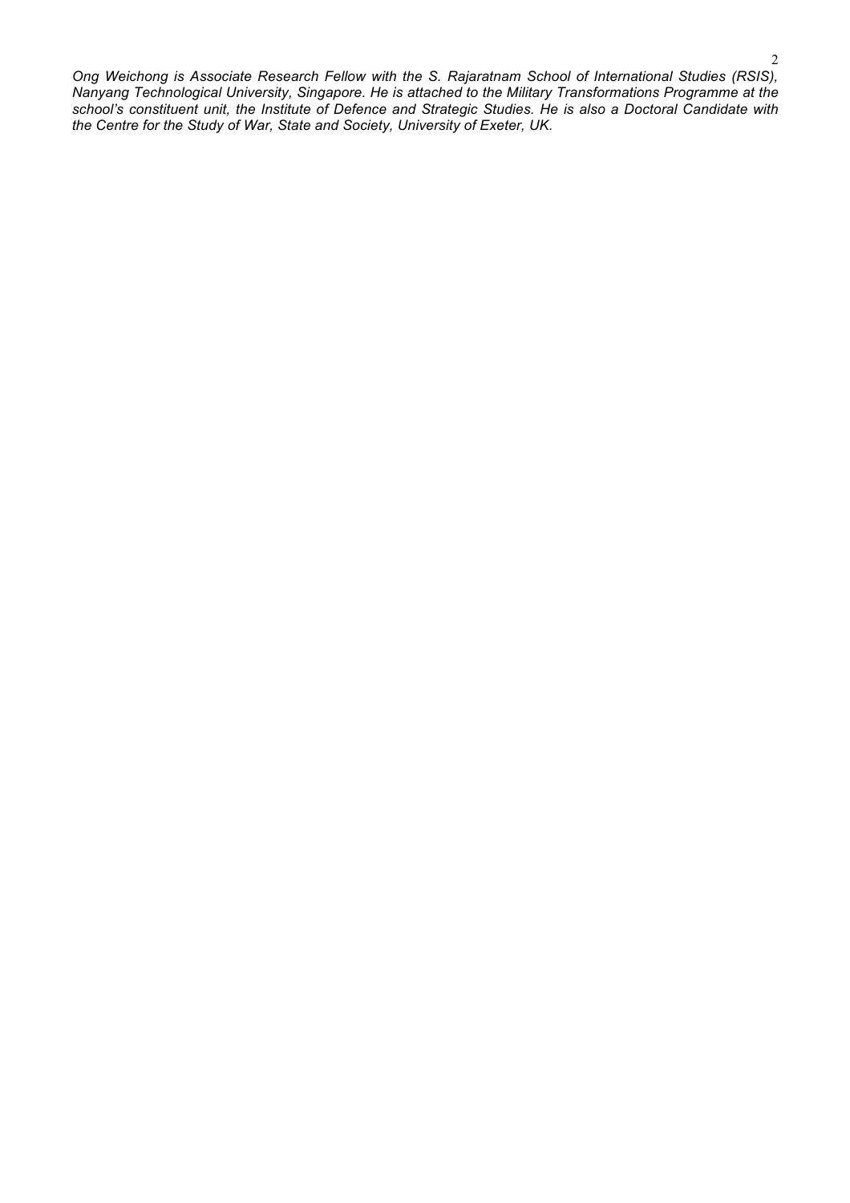*Ong Weichong is Associate Research Fellow with the S. Rajaratnam School of International Studies (RSIS), Nanyang Technological University, Singapore. He is attached to the Military Transformations Programme at the school's constituent unit, the Institute of Defence and Strategic Studies. He is also a Doctoral Candidate with the Centre for the Study of War, State and Society, University of Exeter, UK.*